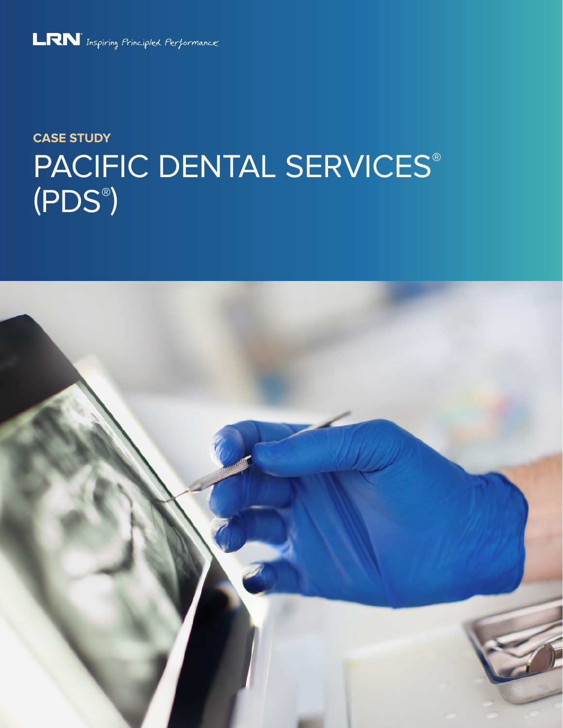LRN® Inspiring Principled Performance®

**CASE STUDY**

# PACIFIC DENTAL SERVICES® (PDS®)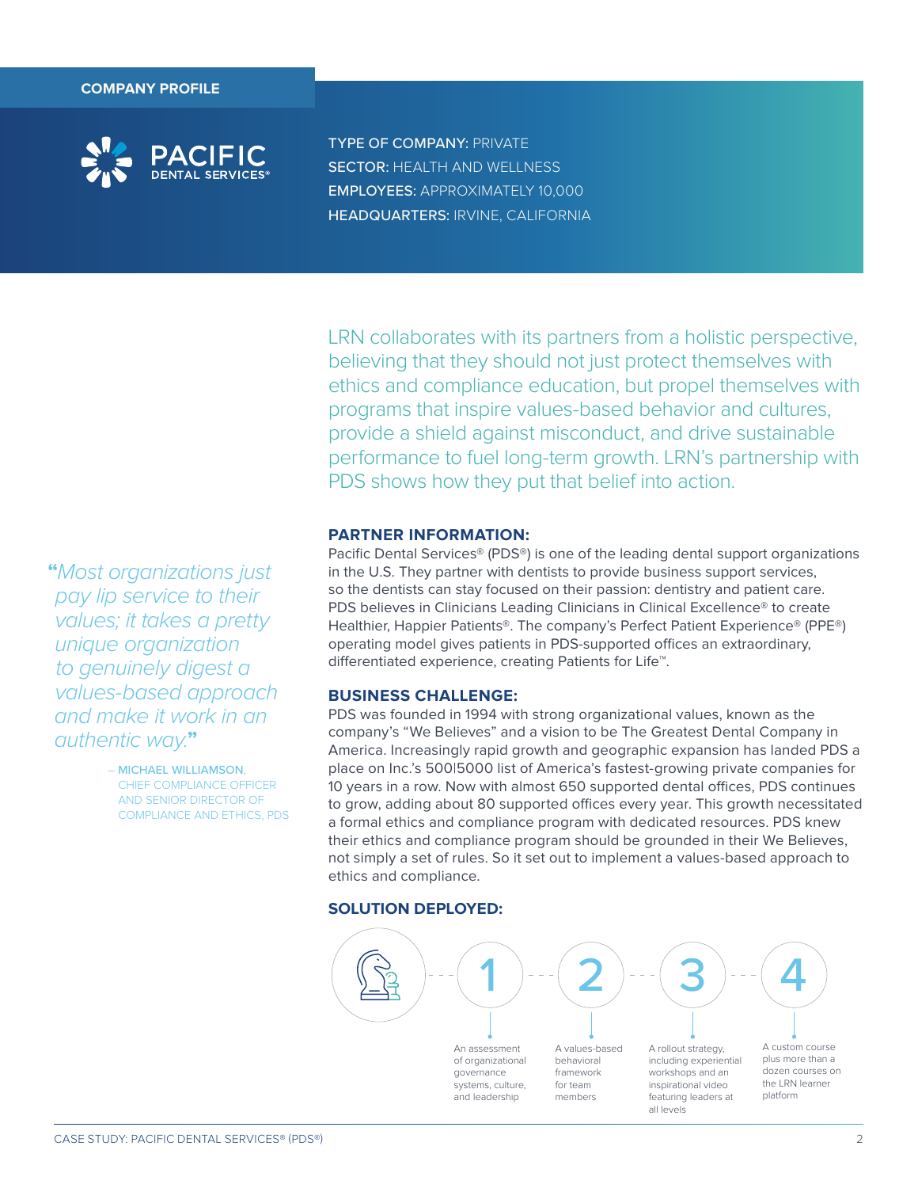## COMPANY PROFILE

**PACIFIC DENTAL SERVICES®**

**TYPE OF COMPANY:** PRIVATE
**SECTOR:** HEALTH AND WELLNESS
**EMPLOYEES:** APPROXIMATELY 10,000
**HEADQUARTERS:** IRVINE, CALIFORNIA

LRN collaborates with its partners from a holistic perspective, believing that they should not just protect themselves with ethics and compliance education, but propel themselves with programs that inspire values-based behavior and cultures, provide a shield against misconduct, and drive sustainable performance to fuel long-term growth. LRN's partnership with PDS shows how they put that belief into action.

> *"Most organizations just pay lip service to their values; it takes a pretty unique organization to genuinely digest a values-based approach and make it work in an authentic way."*
>
> – MICHAEL WILLIAMSON, CHIEF COMPLIANCE OFFICER AND SENIOR DIRECTOR OF COMPLIANCE AND ETHICS, PDS

### PARTNER INFORMATION:

Pacific Dental Services® (PDS®) is one of the leading dental support organizations in the U.S. They partner with dentists to provide business support services, so the dentists can stay focused on their passion: dentistry and patient care. PDS believes in Clinicians Leading Clinicians in Clinical Excellence® to create Healthier, Happier Patients®. The company's Perfect Patient Experience® (PPE®) operating model gives patients in PDS-supported offices an extraordinary, differentiated experience, creating Patients for Life™.

### BUSINESS CHALLENGE:

PDS was founded in 1994 with strong organizational values, known as the company's "We Believes" and a vision to be The Greatest Dental Company in America. Increasingly rapid growth and geographic expansion has landed PDS a place on Inc.'s 500|5000 list of America's fastest-growing private companies for 10 years in a row. Now with almost 650 supported dental offices, PDS continues to grow, adding about 80 supported offices every year. This growth necessitated a formal ethics and compliance program with dedicated resources. PDS knew their ethics and compliance program should be grounded in their We Believes, not simply a set of rules. So it set out to implement a values-based approach to ethics and compliance.

### SOLUTION DEPLOYED:

1. An assessment of organizational governance systems, culture, and leadership
2. A values-based behavioral framework for team members
3. A rollout strategy, including experiential workshops and an inspirational video featuring leaders at all levels
4. A custom course plus more than a dozen courses on the LRN learner platform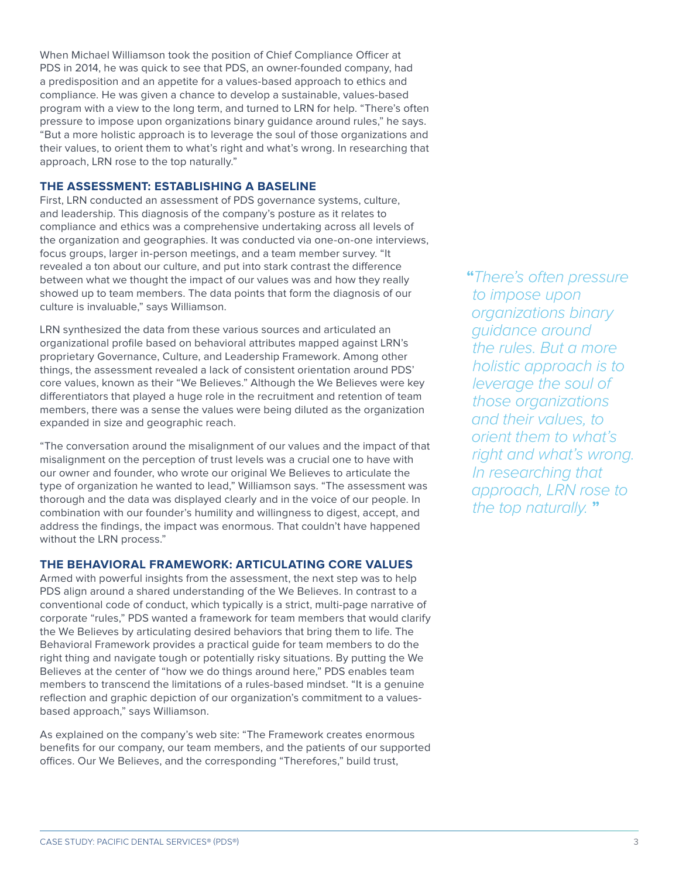When Michael Williamson took the position of Chief Compliance Officer at PDS in 2014, he was quick to see that PDS, an owner-founded company, had a predisposition and an appetite for a values-based approach to ethics and compliance. He was given a chance to develop a sustainable, values-based program with a view to the long term, and turned to LRN for help. "There's often pressure to impose upon organizations binary guidance around rules," he says. "But a more holistic approach is to leverage the soul of those organizations and their values, to orient them to what's right and what's wrong. In researching that approach, LRN rose to the top naturally."

## THE ASSESSMENT: ESTABLISHING A BASELINE

First, LRN conducted an assessment of PDS governance systems, culture, and leadership. This diagnosis of the company's posture as it relates to compliance and ethics was a comprehensive undertaking across all levels of the organization and geographies. It was conducted via one-on-one interviews, focus groups, larger in-person meetings, and a team member survey. "It revealed a ton about our culture, and put into stark contrast the difference between what we thought the impact of our values was and how they really showed up to team members. The data points that form the diagnosis of our culture is invaluable," says Williamson.

LRN synthesized the data from these various sources and articulated an organizational profile based on behavioral attributes mapped against LRN's proprietary Governance, Culture, and Leadership Framework. Among other things, the assessment revealed a lack of consistent orientation around PDS' core values, known as their "We Believes." Although the We Believes were key differentiators that played a huge role in the recruitment and retention of team members, there was a sense the values were being diluted as the organization expanded in size and geographic reach.

"The conversation around the misalignment of our values and the impact of that misalignment on the perception of trust levels was a crucial one to have with our owner and founder, who wrote our original We Believes to articulate the type of organization he wanted to lead," Williamson says. "The assessment was thorough and the data was displayed clearly and in the voice of our people. In combination with our founder's humility and willingness to digest, accept, and address the findings, the impact was enormous. That couldn't have happened without the LRN process."

> *"There's often pressure to impose upon organizations binary guidance around the rules. But a more holistic approach is to leverage the soul of those organizations and their values, to orient them to what's right and what's wrong. In researching that approach, LRN rose to the top naturally."*

## THE BEHAVIORAL FRAMEWORK: ARTICULATING CORE VALUES

Armed with powerful insights from the assessment, the next step was to help PDS align around a shared understanding of the We Believes. In contrast to a conventional code of conduct, which typically is a strict, multi-page narrative of corporate "rules," PDS wanted a framework for team members that would clarify the We Believes by articulating desired behaviors that bring them to life. The Behavioral Framework provides a practical guide for team members to do the right thing and navigate tough or potentially risky situations. By putting the We Believes at the center of "how we do things around here," PDS enables team members to transcend the limitations of a rules-based mindset. "It is a genuine reflection and graphic depiction of our organization's commitment to a values-based approach," says Williamson.

As explained on the company's web site: "The Framework creates enormous benefits for our company, our team members, and the patients of our supported offices. Our We Believes, and the corresponding "Therefores," build trust,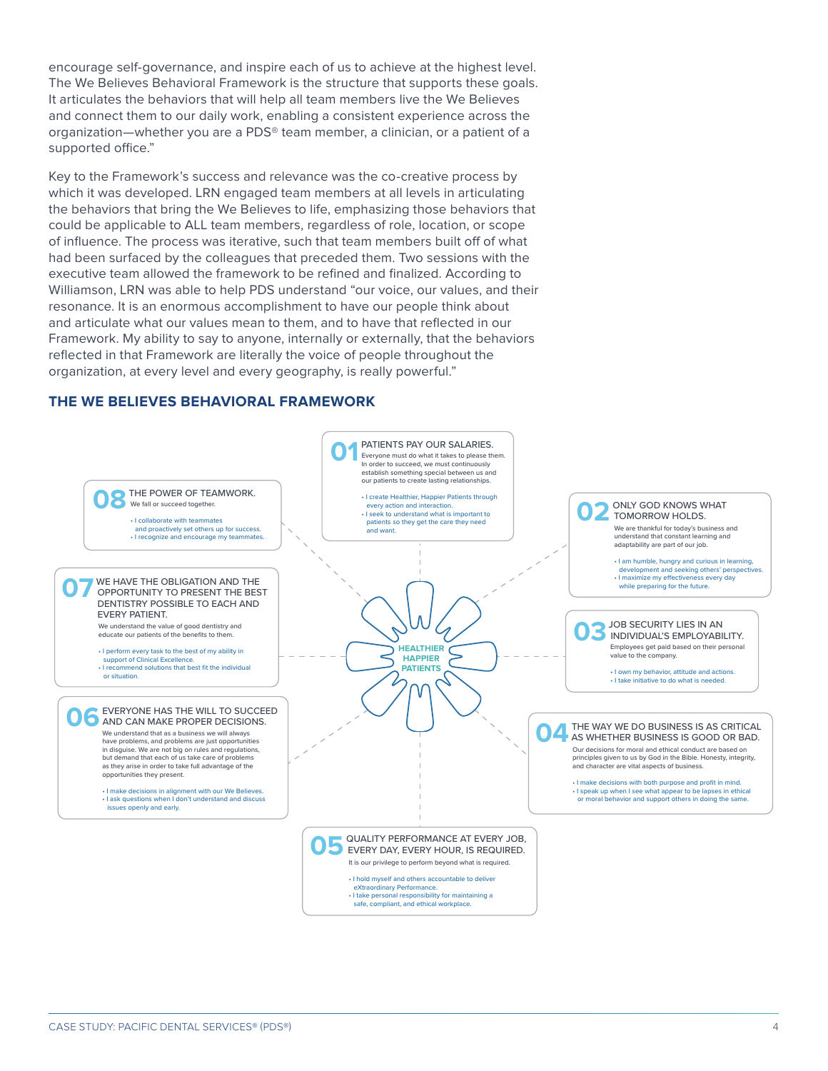encourage self-governance, and inspire each of us to achieve at the highest level. The We Believes Behavioral Framework is the structure that supports these goals. It articulates the behaviors that will help all team members live the We Believes and connect them to our daily work, enabling a consistent experience across the organization—whether you are a PDS® team member, a clinician, or a patient of a supported office."

Key to the Framework's success and relevance was the co-creative process by which it was developed. LRN engaged team members at all levels in articulating the behaviors that bring the We Believes to life, emphasizing those behaviors that could be applicable to ALL team members, regardless of role, location, or scope of influence. The process was iterative, such that team members built off of what had been surfaced by the colleagues that preceded them. Two sessions with the executive team allowed the framework to be refined and finalized. According to Williamson, LRN was able to help PDS understand "our voice, our values, and their resonance. It is an enormous accomplishment to have our people think about and articulate what our values mean to them, and to have that reflected in our Framework. My ability to say to anyone, internally or externally, that the behaviors reflected in that Framework are literally the voice of people throughout the organization, at every level and every geography, is really powerful."

## THE WE BELIEVES BEHAVIORAL FRAMEWORK

**HEALTHIER HAPPIER PATIENTS**

**01** PATIENTS PAY OUR SALARIES.
Everyone must do what it takes to please them. In order to succeed, we must continuously establish something special between us and our patients to create lasting relationships.

- I create Healthier, Happier Patients through every action and interaction.
- I seek to understand what is important to patients so they get the care they need and want.

**02** ONLY GOD KNOWS WHAT TOMORROW HOLDS.
We are thankful for today's business and understand that constant learning and adaptability are part of our job.

- I am humble, hungry and curious in learning, development and seeking others' perspectives.
- I maximize my effectiveness every day while preparing for the future.

**03** JOB SECURITY LIES IN AN INDIVIDUAL'S EMPLOYABILITY.
Employees get paid based on their personal value to the company.

- I own my behavior, attitude and actions.
- I take initiative to do what is needed.

**04** THE WAY WE DO BUSINESS IS AS CRITICAL AS WHETHER BUSINESS IS GOOD OR BAD.
Our decisions for moral and ethical conduct are based on principles given to us by God in the Bible. Honesty, integrity, and character are vital aspects of business.

- I make decisions with both purpose and profit in mind.
- I speak up when I see what appear to be lapses in ethical or moral behavior and support others in doing the same.

**05** QUALITY PERFORMANCE AT EVERY JOB, EVERY DAY, EVERY HOUR, IS REQUIRED.
It is our privilege to perform beyond what is required.

- I hold myself and others accountable to deliver eXtraordinary Performance.
- I take personal responsibility for maintaining a safe, compliant, and ethical workplace.

**06** EVERYONE HAS THE WILL TO SUCCEED AND CAN MAKE PROPER DECISIONS.
We understand that as a business we will always have problems, and problems are just opportunities in disguise. We are not big on rules and regulations, but demand that each of us take care of problems as they arise in order to take full advantage of the opportunities they present.

- I make decisions in alignment with our We Believes.
- I ask questions when I don't understand and discuss issues openly and early.

**07** WE HAVE THE OBLIGATION AND THE OPPORTUNITY TO PRESENT THE BEST DENTISTRY POSSIBLE TO EACH AND EVERY PATIENT.
We understand the value of good dentistry and educate our patients of the benefits to them.

- I perform every task to the best of my ability in support of Clinical Excellence.
- I recommend solutions that best fit the individual or situation.

**08** THE POWER OF TEAMWORK.
We fail or succeed together.

- I collaborate with teammates and proactively set others up for success.
- I recognize and encourage my teammates.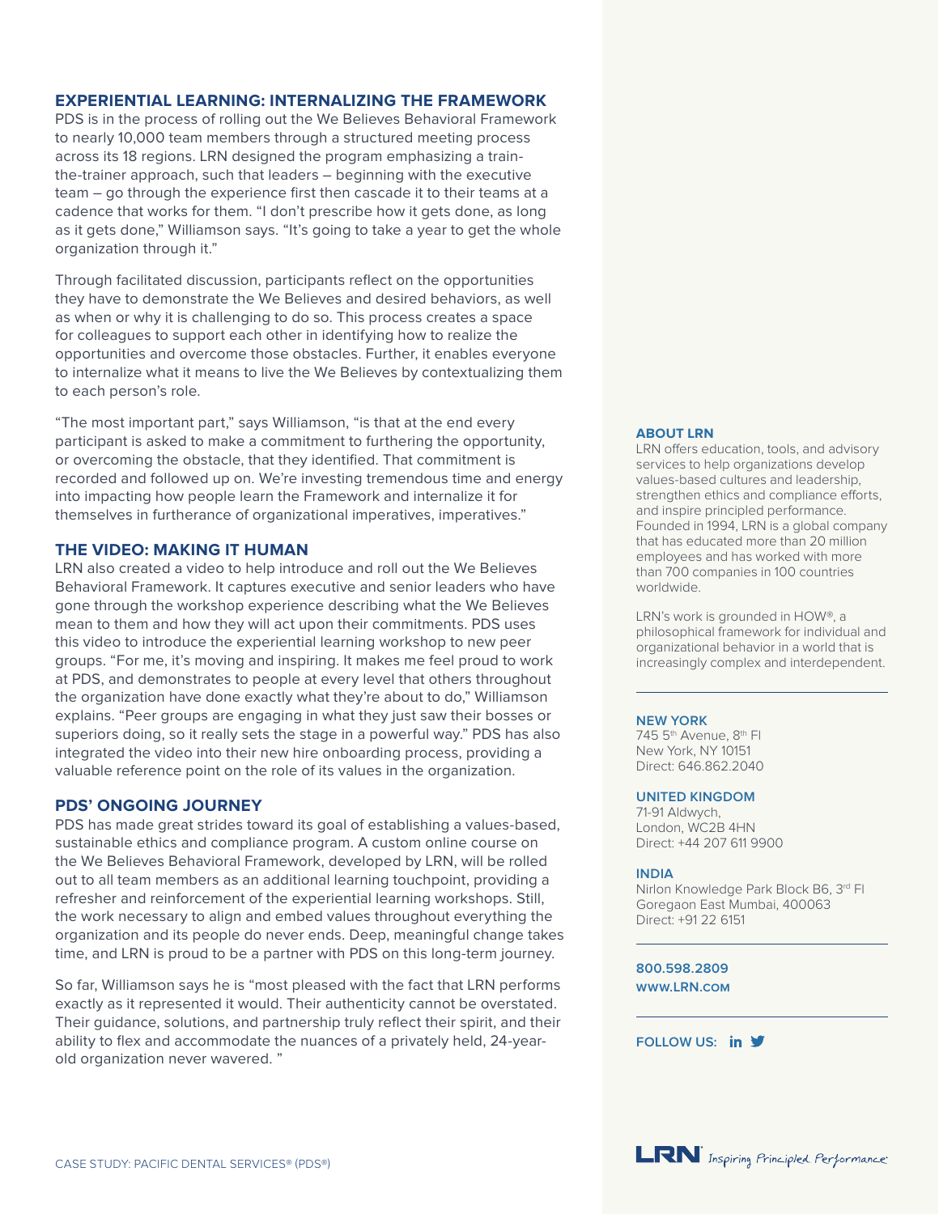## EXPERIENTIAL LEARNING: INTERNALIZING THE FRAMEWORK

PDS is in the process of rolling out the We Believes Behavioral Framework to nearly 10,000 team members through a structured meeting process across its 18 regions. LRN designed the program emphasizing a train-the-trainer approach, such that leaders – beginning with the executive team – go through the experience first then cascade it to their teams at a cadence that works for them. "I don't prescribe how it gets done, as long as it gets done," Williamson says. "It's going to take a year to get the whole organization through it."

Through facilitated discussion, participants reflect on the opportunities they have to demonstrate the We Believes and desired behaviors, as well as when or why it is challenging to do so. This process creates a space for colleagues to support each other in identifying how to realize the opportunities and overcome those obstacles. Further, it enables everyone to internalize what it means to live the We Believes by contextualizing them to each person's role.

"The most important part," says Williamson, "is that at the end every participant is asked to make a commitment to furthering the opportunity, or overcoming the obstacle, that they identified. That commitment is recorded and followed up on. We're investing tremendous time and energy into impacting how people learn the Framework and internalize it for themselves in furtherance of organizational imperatives, imperatives."

## THE VIDEO: MAKING IT HUMAN

LRN also created a video to help introduce and roll out the We Believes Behavioral Framework. It captures executive and senior leaders who have gone through the workshop experience describing what the We Believes mean to them and how they will act upon their commitments. PDS uses this video to introduce the experiential learning workshop to new peer groups. "For me, it's moving and inspiring. It makes me feel proud to work at PDS, and demonstrates to people at every level that others throughout the organization have done exactly what they're about to do," Williamson explains. "Peer groups are engaging in what they just saw their bosses or superiors doing, so it really sets the stage in a powerful way." PDS has also integrated the video into their new hire onboarding process, providing a valuable reference point on the role of its values in the organization.

## PDS' ONGOING JOURNEY

PDS has made great strides toward its goal of establishing a values-based, sustainable ethics and compliance program. A custom online course on the We Believes Behavioral Framework, developed by LRN, will be rolled out to all team members as an additional learning touchpoint, providing a refresher and reinforcement of the experiential learning workshops. Still, the work necessary to align and embed values throughout everything the organization and its people do never ends. Deep, meaningful change takes time, and LRN is proud to be a partner with PDS on this long-term journey.

So far, Williamson says he is "most pleased with the fact that LRN performs exactly as it represented it would. Their authenticity cannot be overstated. Their guidance, solutions, and partnership truly reflect their spirit, and their ability to flex and accommodate the nuances of a privately held, 24-year-old organization never wavered. "

### ABOUT LRN

LRN offers education, tools, and advisory services to help organizations develop values-based cultures and leadership, strengthen ethics and compliance efforts, and inspire principled performance. Founded in 1994, LRN is a global company that has educated more than 20 million employees and has worked with more than 700 companies in 100 countries worldwide.

LRN's work is grounded in HOW®, a philosophical framework for individual and organizational behavior in a world that is increasingly complex and interdependent.

**NEW YORK**
745 5th Avenue, 8th Fl
New York, NY 10151
Direct: 646.862.2040

**UNITED KINGDOM**
71-91 Aldwych,
London, WC2B 4HN
Direct: +44 207 611 9900

**INDIA**
Nirlon Knowledge Park Block B6, 3rd Fl
Goregaon East Mumbai, 400063
Direct: +91 22 6151

**800.598.2809**
**WWW.LRN.COM**

**FOLLOW US:**

LRN Inspiring Principled Performance